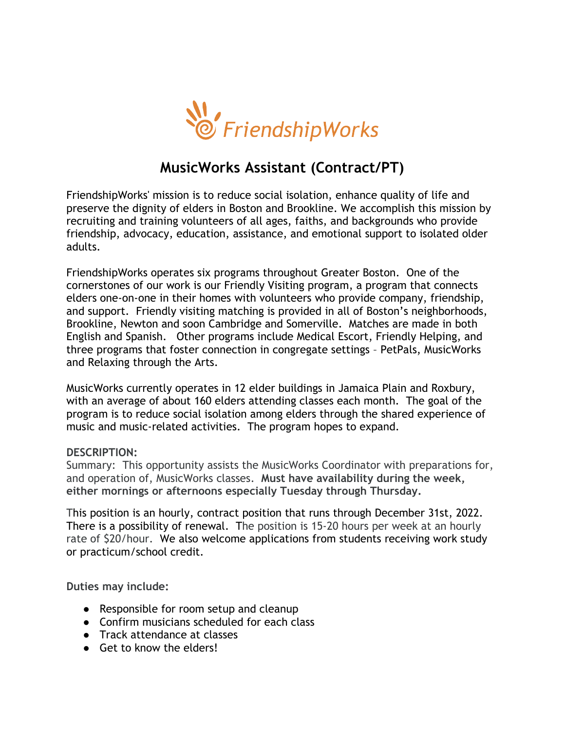FriendshipWorks

# MusicWorks Assistant (Contract/PT)

FriendshipWorks' mission is to reduce social isolation, enhance quality of life and preserve the dignity of elders in Boston and Brookline. We accomplish this mission by recruiting and training volunteers of all ages, faiths, and backgrounds who provide friendship, advocacy, education, assistance, and emotional support to isolated older adults.

FriendshipWorks operates six programs throughout Greater Boston. One of the cornerstones of our work is our Friendly Visiting program, a program that connects elders one-on-one in their homes with volunteers who provide company, friendship, and support. Friendly visiting matching is provided in all of Boston's neighborhoods, Brookline, Newton and soon Cambridge and Somerville. Matches are made in both English and Spanish. Other programs include Medical Escort, Friendly Helping, and three programs that foster connection in congregate settings – PetPals, MusicWorks and Relaxing through the Arts.

MusicWorks currently operates in 12 elder buildings in Jamaica Plain and Roxbury, with an average of about 160 elders attending classes each month. The goal of the program is to reduce social isolation among elders through the shared experience of music and music-related activities. The program hopes to expand.

**DESCRIPTION:**

Summary: This opportunity assists the MusicWorks Coordinator with preparations for, and operation of, MusicWorks classes. **Must have availability during the week, either mornings or afternoons especially Tuesday through Thursday.**

This position is an hourly, contract position that runs through December 31st, 2022. There is a possibility of renewal. The position is 15-20 hours per week at an hourly rate of $20/hour. We also welcome applications from students receiving work study or practicum/school credit.

**Duties may include:**

- Responsible for room setup and cleanup
- Confirm musicians scheduled for each class
- Track attendance at classes
- Get to know the elders!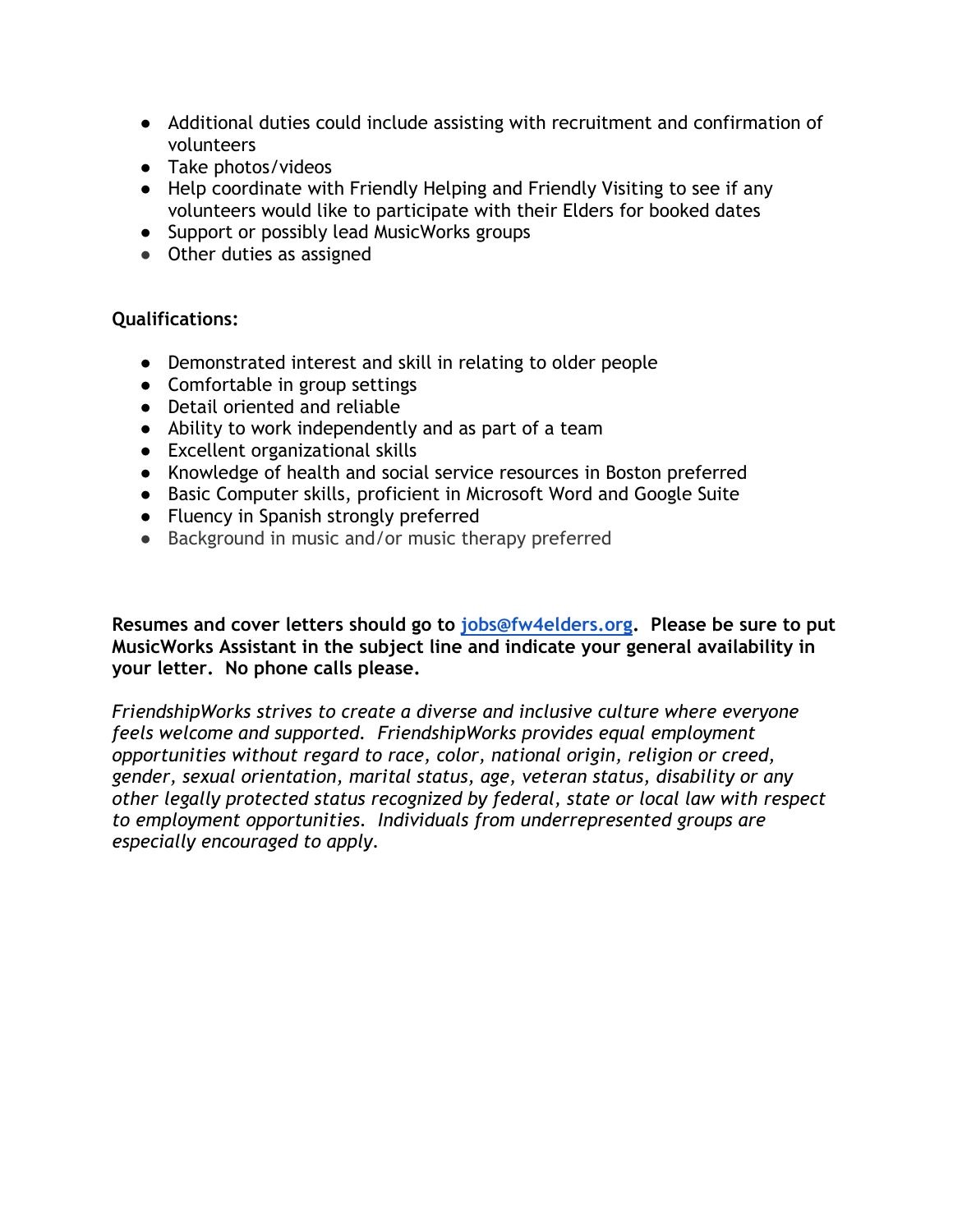- Additional duties could include assisting with recruitment and confirmation of volunteers
- Take photos/videos
- Help coordinate with Friendly Helping and Friendly Visiting to see if any volunteers would like to participate with their Elders for booked dates
- Support or possibly lead MusicWorks groups
- Other duties as assigned

**Qualifications:**

- Demonstrated interest and skill in relating to older people
- Comfortable in group settings
- Detail oriented and reliable
- Ability to work independently and as part of a team
- Excellent organizational skills
- Knowledge of health and social service resources in Boston preferred
- Basic Computer skills, proficient in Microsoft Word and Google Suite
- Fluency in Spanish strongly preferred
- Background in music and/or music therapy preferred

**Resumes and cover letters should go to jobs@fw4elders.org. Please be sure to put MusicWorks Assistant in the subject line and indicate your general availability in your letter. No phone calls please.**

*FriendshipWorks strives to create a diverse and inclusive culture where everyone feels welcome and supported. FriendshipWorks provides equal employment opportunities without regard to race, color, national origin, religion or creed, gender, sexual orientation, marital status, age, veteran status, disability or any other legally protected status recognized by federal, state or local law with respect to employment opportunities. Individuals from underrepresented groups are especially encouraged to apply.*